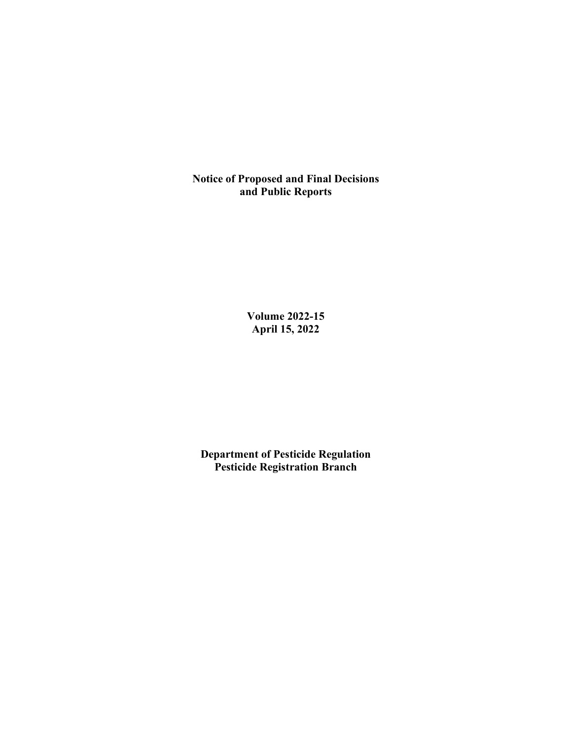**Notice of Proposed and Final Decisions and Public Reports**

**Volume 2022-15**
**April 15, 2022**

**Department of Pesticide Regulation**
**Pesticide Registration Branch**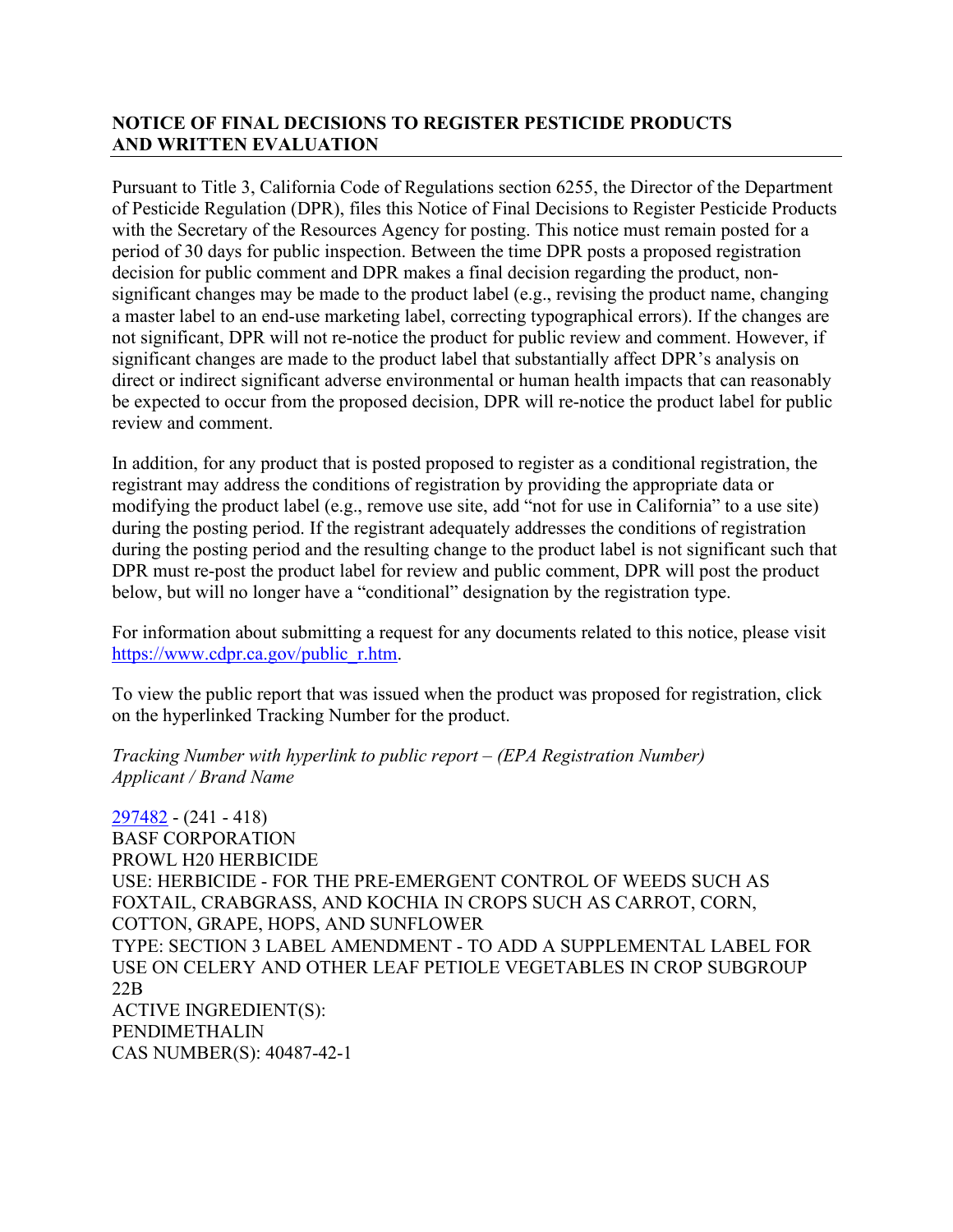## NOTICE OF FINAL DECISIONS TO REGISTER PESTICIDE PRODUCTS AND WRITTEN EVALUATION

Pursuant to Title 3, California Code of Regulations section 6255, the Director of the Department of Pesticide Regulation (DPR), files this Notice of Final Decisions to Register Pesticide Products with the Secretary of the Resources Agency for posting. This notice must remain posted for a period of 30 days for public inspection. Between the time DPR posts a proposed registration decision for public comment and DPR makes a final decision regarding the product, non-significant changes may be made to the product label (e.g., revising the product name, changing a master label to an end-use marketing label, correcting typographical errors). If the changes are not significant, DPR will not re-notice the product for public review and comment. However, if significant changes are made to the product label that substantially affect DPR's analysis on direct or indirect significant adverse environmental or human health impacts that can reasonably be expected to occur from the proposed decision, DPR will re-notice the product label for public review and comment.

In addition, for any product that is posted proposed to register as a conditional registration, the registrant may address the conditions of registration by providing the appropriate data or modifying the product label (e.g., remove use site, add "not for use in California" to a use site) during the posting period. If the registrant adequately addresses the conditions of registration during the posting period and the resulting change to the product label is not significant such that DPR must re-post the product label for review and public comment, DPR will post the product below, but will no longer have a "conditional" designation by the registration type.

For information about submitting a request for any documents related to this notice, please visit https://www.cdpr.ca.gov/public_r.htm.

To view the public report that was issued when the product was proposed for registration, click on the hyperlinked Tracking Number for the product.

*Tracking Number with hyperlink to public report – (EPA Registration Number)*
*Applicant / Brand Name*

297482 - (241 - 418)
BASF CORPORATION
PROWL H20 HERBICIDE
USE: HERBICIDE - FOR THE PRE-EMERGENT CONTROL OF WEEDS SUCH AS FOXTAIL, CRABGRASS, AND KOCHIA IN CROPS SUCH AS CARROT, CORN, COTTON, GRAPE, HOPS, AND SUNFLOWER
TYPE: SECTION 3 LABEL AMENDMENT - TO ADD A SUPPLEMENTAL LABEL FOR USE ON CELERY AND OTHER LEAF PETIOLE VEGETABLES IN CROP SUBGROUP 22B
ACTIVE INGREDIENT(S):
PENDIMETHALIN
CAS NUMBER(S): 40487-42-1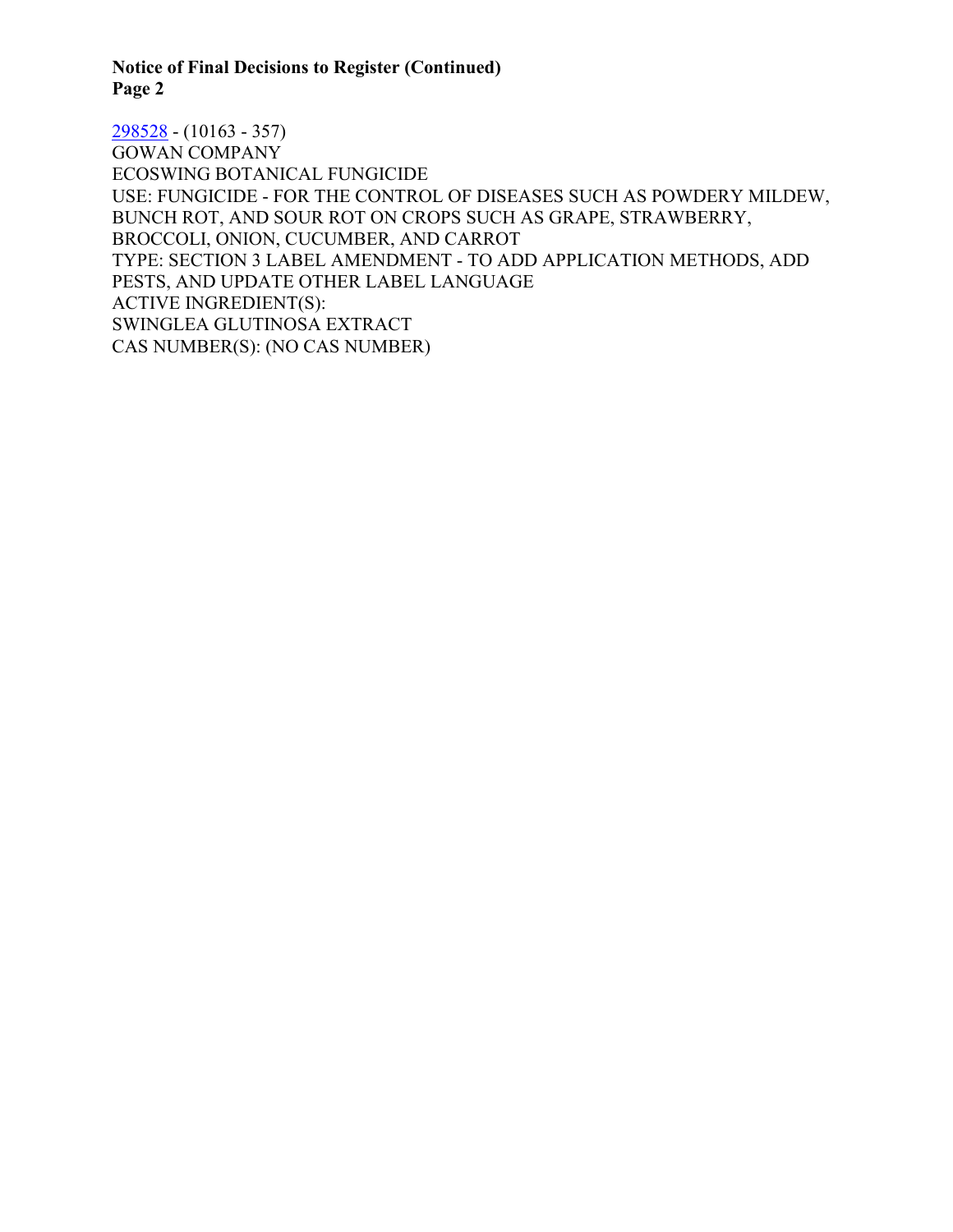298528 - (10163 - 357)
GOWAN COMPANY
ECOSWING BOTANICAL FUNGICIDE
USE: FUNGICIDE - FOR THE CONTROL OF DISEASES SUCH AS POWDERY MILDEW, BUNCH ROT, AND SOUR ROT ON CROPS SUCH AS GRAPE, STRAWBERRY, BROCCOLI, ONION, CUCUMBER, AND CARROT
TYPE: SECTION 3 LABEL AMENDMENT - TO ADD APPLICATION METHODS, ADD PESTS, AND UPDATE OTHER LABEL LANGUAGE
ACTIVE INGREDIENT(S):
SWINGLEA GLUTINOSA EXTRACT
CAS NUMBER(S): (NO CAS NUMBER)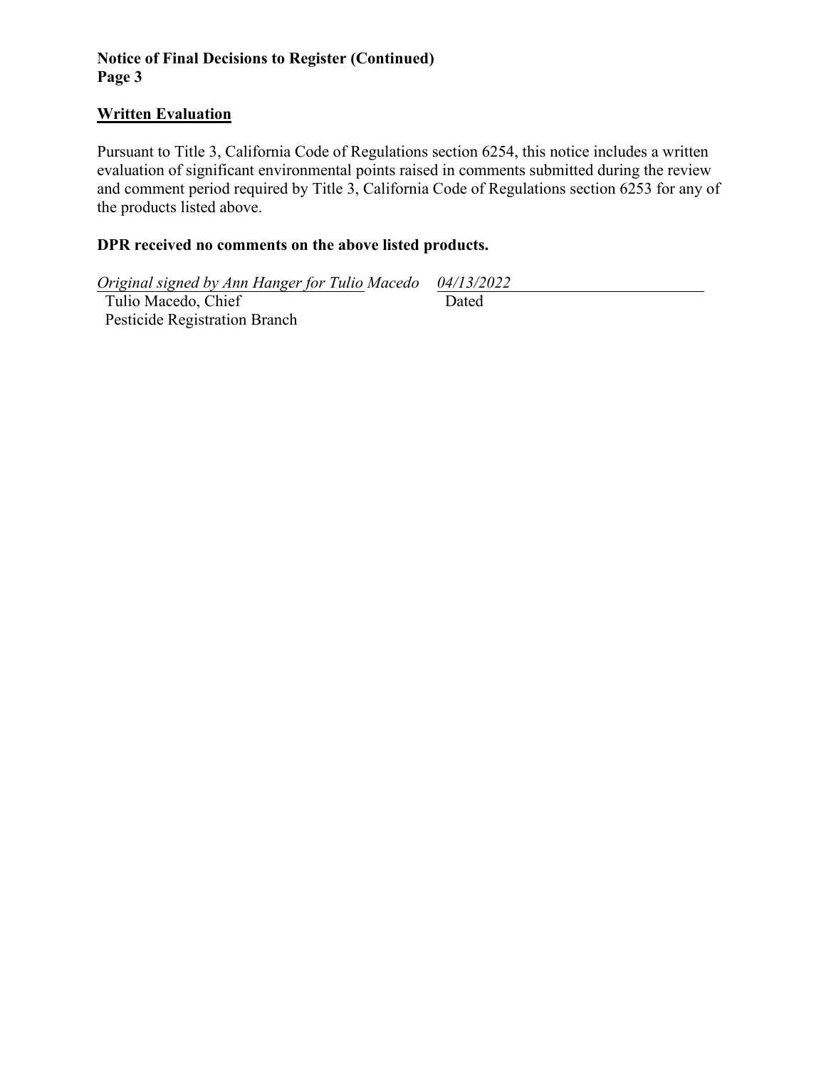**Notice of Final Decisions to Register (Continued)**
**Page 3**

## **Written Evaluation**

Pursuant to Title 3, California Code of Regulations section 6254, this notice includes a written evaluation of significant environmental points raised in comments submitted during the review and comment period required by Title 3, California Code of Regulations section 6253 for any of the products listed above.

**DPR received no comments on the above listed products.**

*Original signed by Ann Hanger for Tulio Macedo* *04/13/2022*

Tulio Macedo, Chief
Pesticide Registration Branch

Dated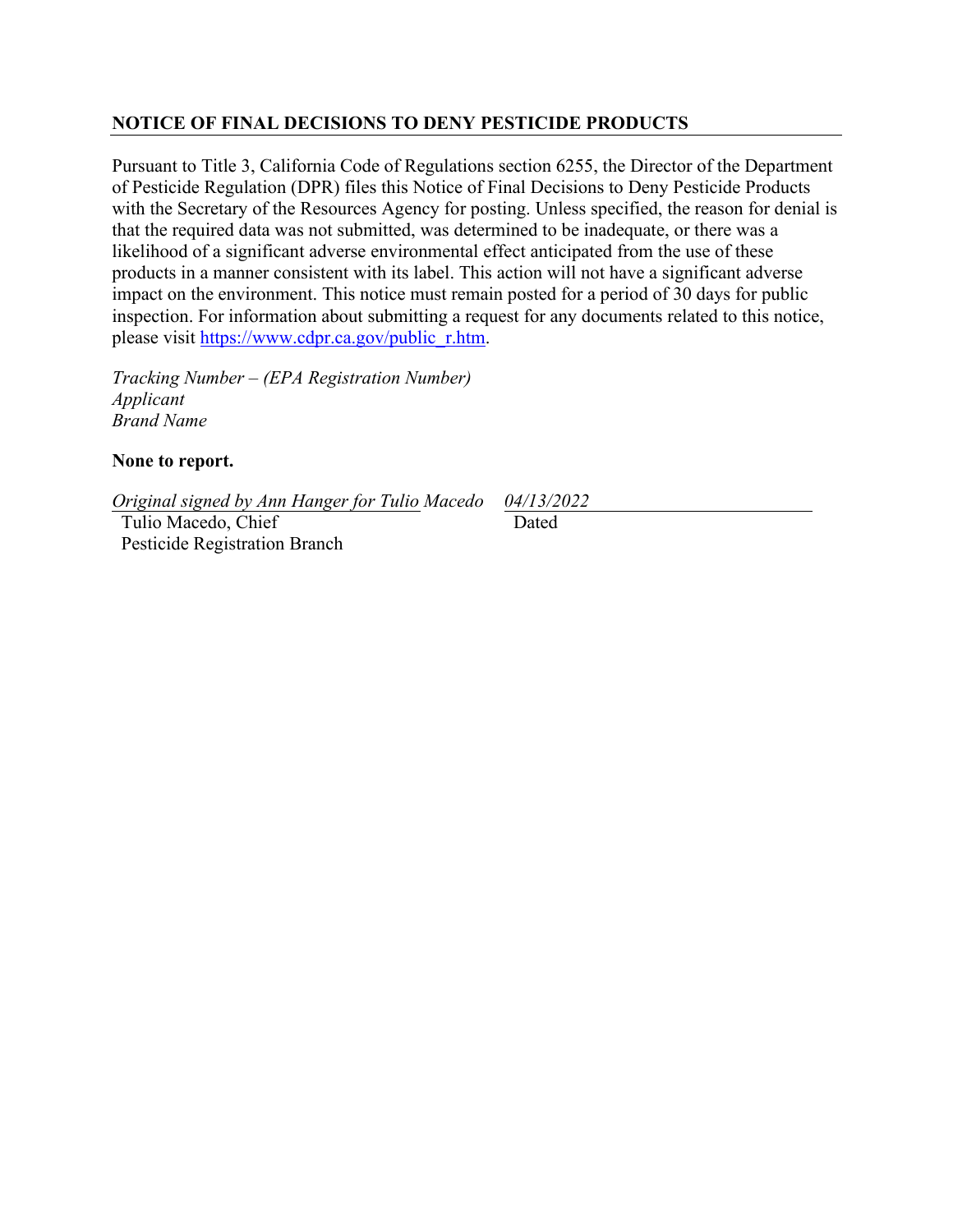## NOTICE OF FINAL DECISIONS TO DENY PESTICIDE PRODUCTS

Pursuant to Title 3, California Code of Regulations section 6255, the Director of the Department of Pesticide Regulation (DPR) files this Notice of Final Decisions to Deny Pesticide Products with the Secretary of the Resources Agency for posting. Unless specified, the reason for denial is that the required data was not submitted, was determined to be inadequate, or there was a likelihood of a significant adverse environmental effect anticipated from the use of these products in a manner consistent with its label. This action will not have a significant adverse impact on the environment. This notice must remain posted for a period of 30 days for public inspection. For information about submitting a request for any documents related to this notice, please visit https://www.cdpr.ca.gov/public_r.htm.

*Tracking Number – (EPA Registration Number)*
*Applicant*
*Brand Name*

**None to report.**

*Original signed by Ann Hanger for Tulio Macedo*
Tulio Macedo, Chief
Pesticide Registration Branch

*04/13/2022*
Dated